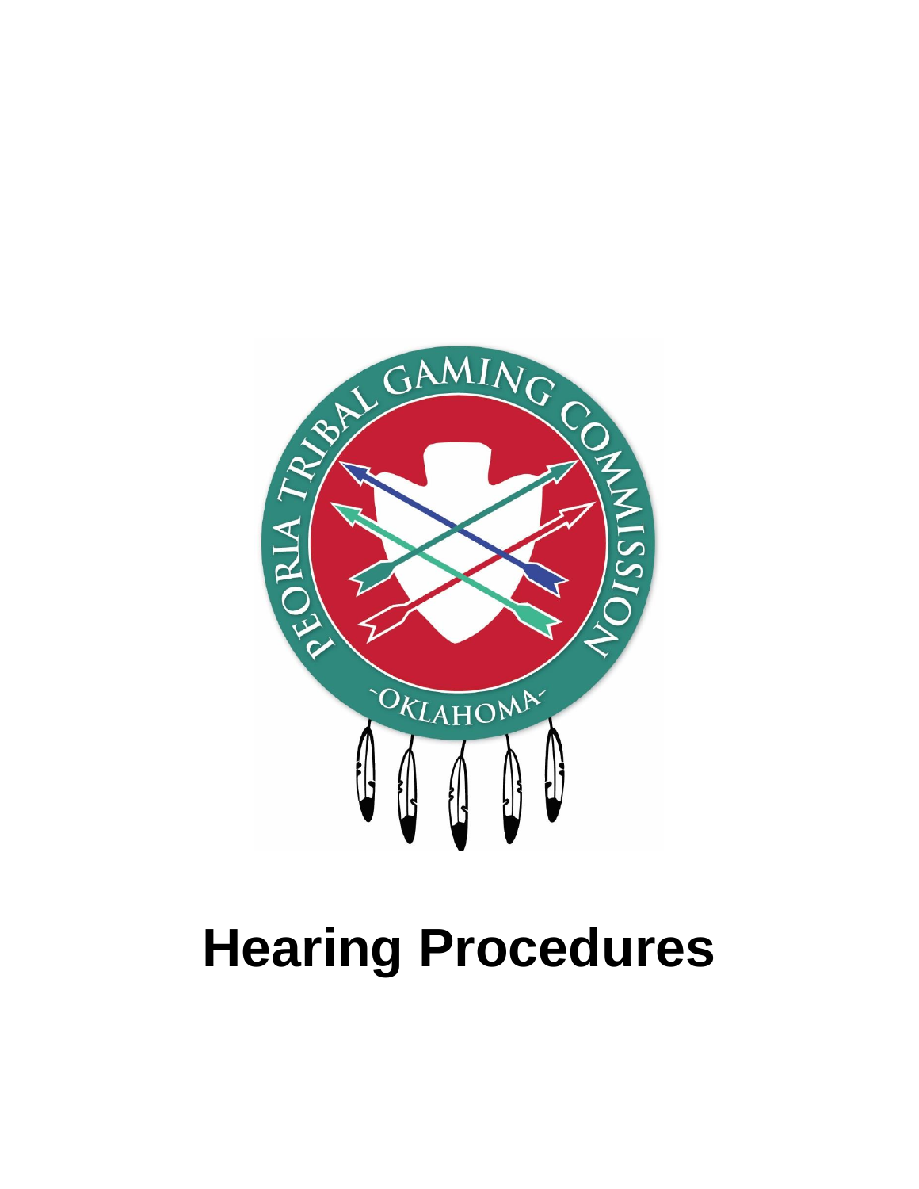# Hearing Procedures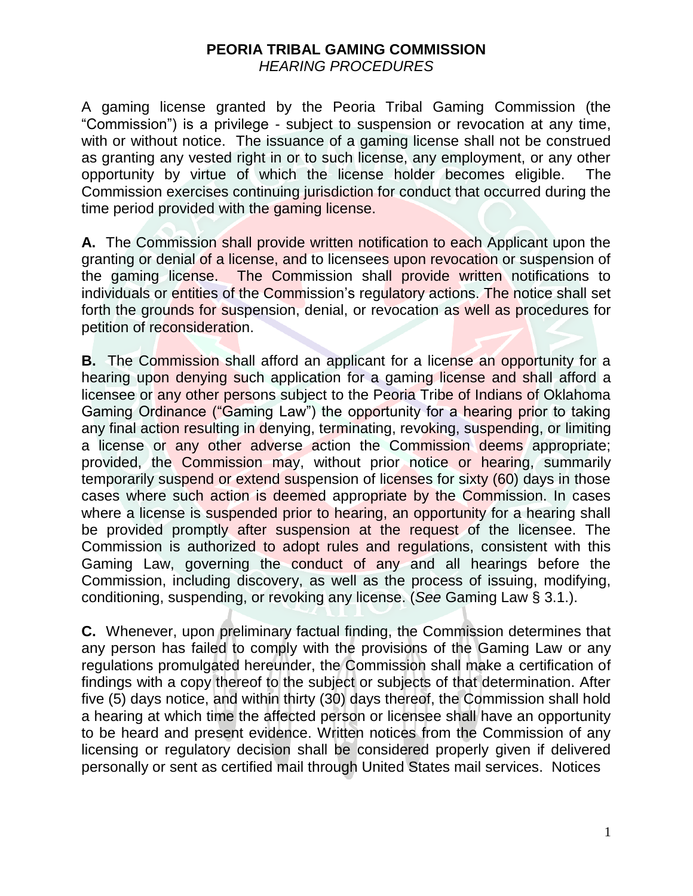# PEORIA TRIBAL GAMING COMMISSION
*HEARING PROCEDURES*

A gaming license granted by the Peoria Tribal Gaming Commission (the "Commission") is a privilege - subject to suspension or revocation at any time, with or without notice. The issuance of a gaming license shall not be construed as granting any vested right in or to such license, any employment, or any other opportunity by virtue of which the license holder becomes eligible. The Commission exercises continuing jurisdiction for conduct that occurred during the time period provided with the gaming license.

**A.** The Commission shall provide written notification to each Applicant upon the granting or denial of a license, and to licensees upon revocation or suspension of the gaming license. The Commission shall provide written notifications to individuals or entities of the Commission's regulatory actions. The notice shall set forth the grounds for suspension, denial, or revocation as well as procedures for petition of reconsideration.

**B.** The Commission shall afford an applicant for a license an opportunity for a hearing upon denying such application for a gaming license and shall afford a licensee or any other persons subject to the Peoria Tribe of Indians of Oklahoma Gaming Ordinance ("Gaming Law") the opportunity for a hearing prior to taking any final action resulting in denying, terminating, revoking, suspending, or limiting a license or any other adverse action the Commission deems appropriate; provided, the Commission may, without prior notice or hearing, summarily temporarily suspend or extend suspension of licenses for sixty (60) days in those cases where such action is deemed appropriate by the Commission. In cases where a license is suspended prior to hearing, an opportunity for a hearing shall be provided promptly after suspension at the request of the licensee. The Commission is authorized to adopt rules and regulations, consistent with this Gaming Law, governing the conduct of any and all hearings before the Commission, including discovery, as well as the process of issuing, modifying, conditioning, suspending, or revoking any license. (*See* Gaming Law § 3.1.).

**C.** Whenever, upon preliminary factual finding, the Commission determines that any person has failed to comply with the provisions of the Gaming Law or any regulations promulgated hereunder, the Commission shall make a certification of findings with a copy thereof to the subject or subjects of that determination. After five (5) days notice, and within thirty (30) days thereof, the Commission shall hold a hearing at which time the affected person or licensee shall have an opportunity to be heard and present evidence. Written notices from the Commission of any licensing or regulatory decision shall be considered properly given if delivered personally or sent as certified mail through United States mail services. Notices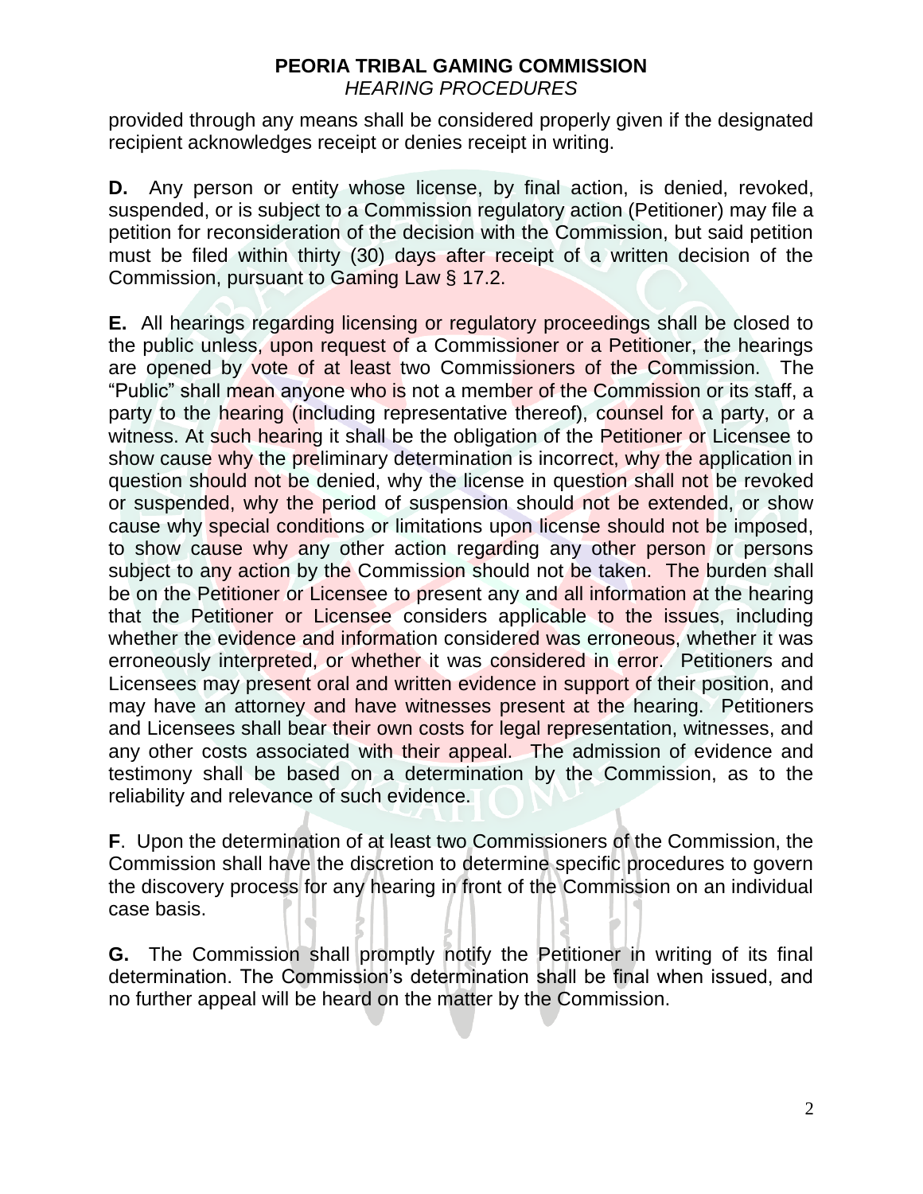provided through any means shall be considered properly given if the designated recipient acknowledges receipt or denies receipt in writing.

**D.** Any person or entity whose license, by final action, is denied, revoked, suspended, or is subject to a Commission regulatory action (Petitioner) may file a petition for reconsideration of the decision with the Commission, but said petition must be filed within thirty (30) days after receipt of a written decision of the Commission, pursuant to Gaming Law § 17.2.

**E.** All hearings regarding licensing or regulatory proceedings shall be closed to the public unless, upon request of a Commissioner or a Petitioner, the hearings are opened by vote of at least two Commissioners of the Commission. The "Public" shall mean anyone who is not a member of the Commission or its staff, a party to the hearing (including representative thereof), counsel for a party, or a witness. At such hearing it shall be the obligation of the Petitioner or Licensee to show cause why the preliminary determination is incorrect, why the application in question should not be denied, why the license in question shall not be revoked or suspended, why the period of suspension should not be extended, or show cause why special conditions or limitations upon license should not be imposed, to show cause why any other action regarding any other person or persons subject to any action by the Commission should not be taken. The burden shall be on the Petitioner or Licensee to present any and all information at the hearing that the Petitioner or Licensee considers applicable to the issues, including whether the evidence and information considered was erroneous, whether it was erroneously interpreted, or whether it was considered in error. Petitioners and Licensees may present oral and written evidence in support of their position, and may have an attorney and have witnesses present at the hearing. Petitioners and Licensees shall bear their own costs for legal representation, witnesses, and any other costs associated with their appeal. The admission of evidence and testimony shall be based on a determination by the Commission, as to the reliability and relevance of such evidence.

**F**. Upon the determination of at least two Commissioners of the Commission, the Commission shall have the discretion to determine specific procedures to govern the discovery process for any hearing in front of the Commission on an individual case basis.

**G.** The Commission shall promptly notify the Petitioner in writing of its final determination. The Commission's determination shall be final when issued, and no further appeal will be heard on the matter by the Commission.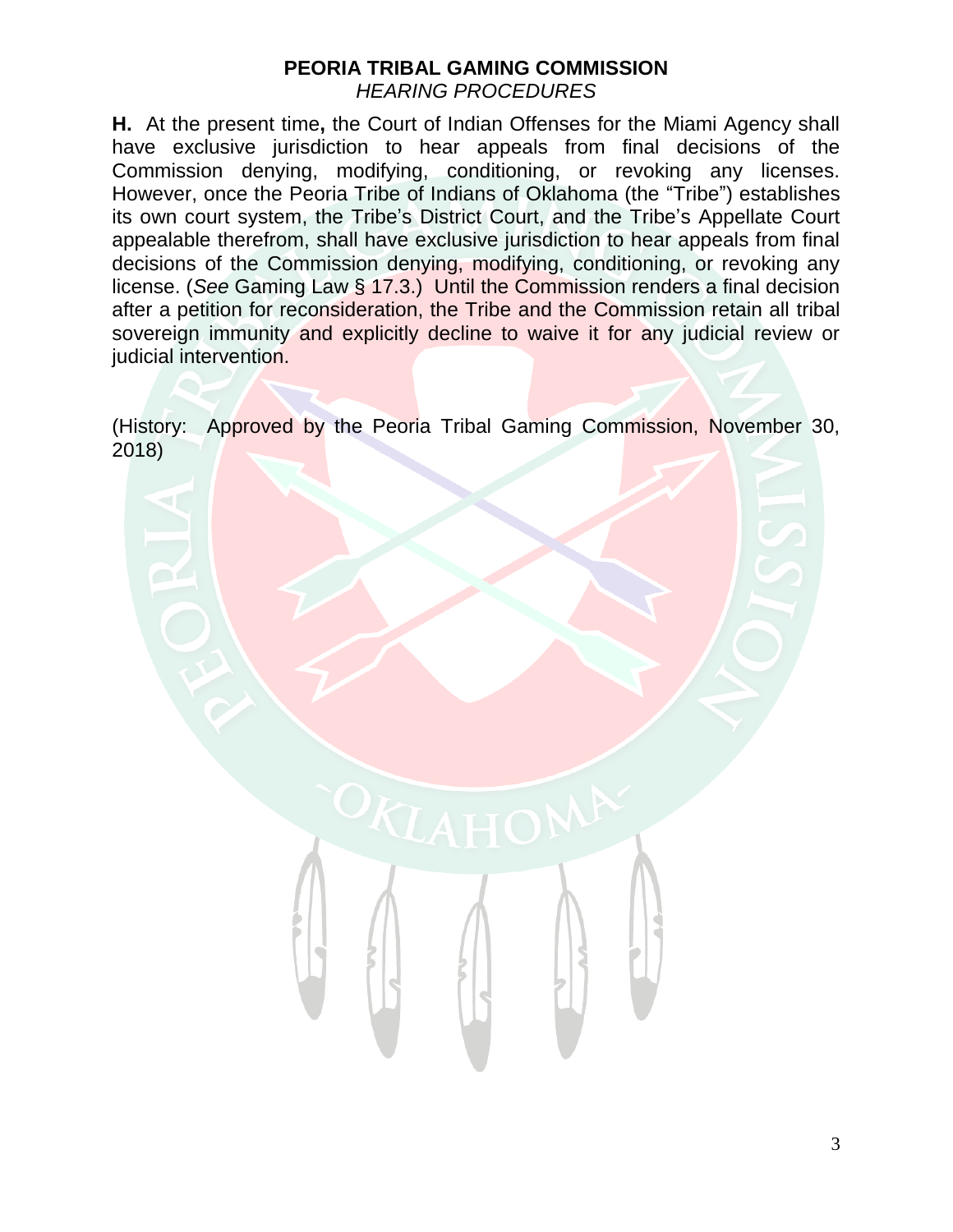**H.** At the present time**,** the Court of Indian Offenses for the Miami Agency shall have exclusive jurisdiction to hear appeals from final decisions of the Commission denying, modifying, conditioning, or revoking any licenses. However, once the Peoria Tribe of Indians of Oklahoma (the "Tribe") establishes its own court system, the Tribe's District Court, and the Tribe's Appellate Court appealable therefrom, shall have exclusive jurisdiction to hear appeals from final decisions of the Commission denying, modifying, conditioning, or revoking any license. (*See* Gaming Law § 17.3.) Until the Commission renders a final decision after a petition for reconsideration, the Tribe and the Commission retain all tribal sovereign immunity and explicitly decline to waive it for any judicial review or judicial intervention.

(History: Approved by the Peoria Tribal Gaming Commission, November 30, 2018)